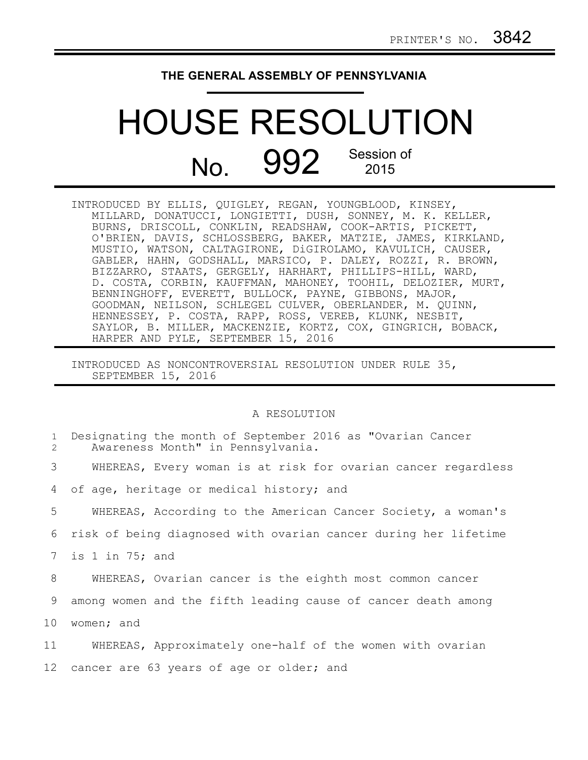PRINTER'S NO. 3842

**THE GENERAL ASSEMBLY OF PENNSYLVANIA**

# HOUSE RESOLUTION

## No. 992 Session of 2015

INTRODUCED BY ELLIS, QUIGLEY, REGAN, YOUNGBLOOD, KINSEY, MILLARD, DONATUCCI, LONGIETTI, DUSH, SONNEY, M. K. KELLER, BURNS, DRISCOLL, CONKLIN, READSHAW, COOK-ARTIS, PICKETT, O'BRIEN, DAVIS, SCHLOSSBERG, BAKER, MATZIE, JAMES, KIRKLAND, MUSTIO, WATSON, CALTAGIRONE, DiGIROLAMO, KAVULICH, CAUSER, GABLER, HAHN, GODSHALL, MARSICO, P. DALEY, ROZZI, R. BROWN, BIZZARRO, STAATS, GERGELY, HARHART, PHILLIPS-HILL, WARD, D. COSTA, CORBIN, KAUFFMAN, MAHONEY, TOOHIL, DELOZIER, MURT, BENNINGHOFF, EVERETT, BULLOCK, PAYNE, GIBBONS, MAJOR, GOODMAN, NEILSON, SCHLEGEL CULVER, OBERLANDER, M. QUINN, HENNESSEY, P. COSTA, RAPP, ROSS, VEREB, KLUNK, NESBIT, SAYLOR, B. MILLER, MACKENZIE, KORTZ, COX, GINGRICH, BOBACK, HARPER AND PYLE, SEPTEMBER 15, 2016

INTRODUCED AS NONCONTROVERSIAL RESOLUTION UNDER RULE 35, SEPTEMBER 15, 2016

A RESOLUTION

1 Designating the month of September 2016 as "Ovarian Cancer
2 Awareness Month" in Pennsylvania.

3 WHEREAS, Every woman is at risk for ovarian cancer regardless
4 of age, heritage or medical history; and

5 WHEREAS, According to the American Cancer Society, a woman's
6 risk of being diagnosed with ovarian cancer during her lifetime
7 is 1 in 75; and

8 WHEREAS, Ovarian cancer is the eighth most common cancer
9 among women and the fifth leading cause of cancer death among
10 women; and

11 WHEREAS, Approximately one-half of the women with ovarian
12 cancer are 63 years of age or older; and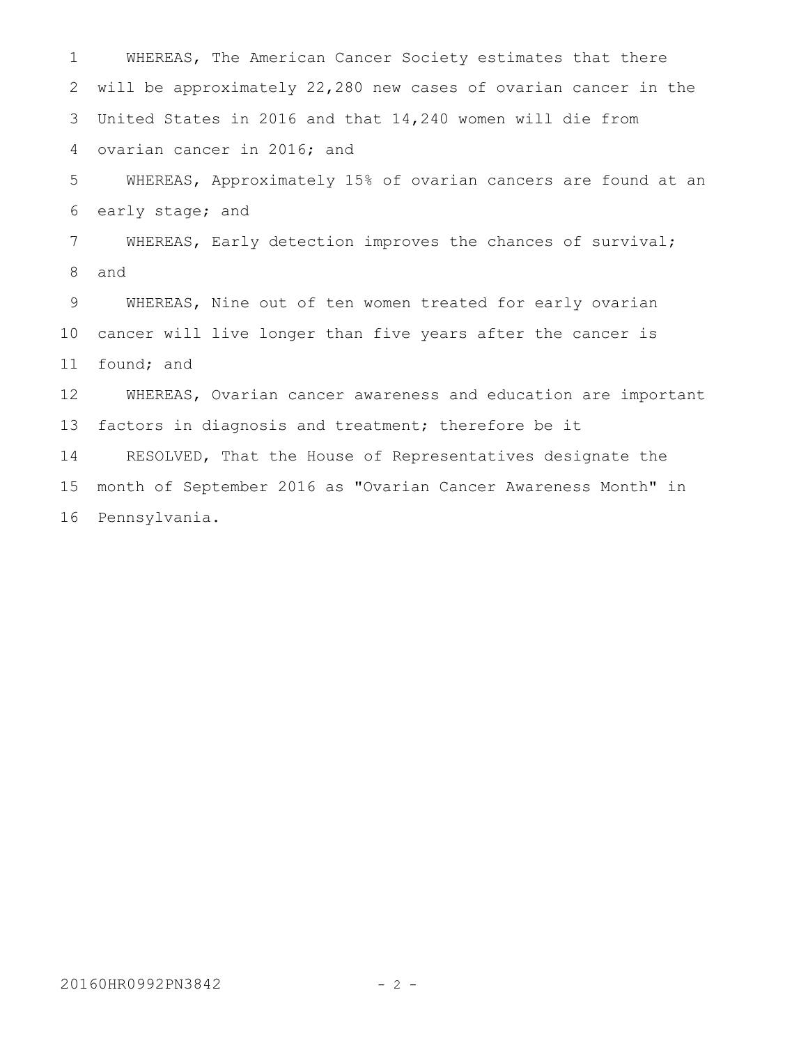WHEREAS, The American Cancer Society estimates that there will be approximately 22,280 new cases of ovarian cancer in the United States in 2016 and that 14,240 women will die from ovarian cancer in 2016; and

WHEREAS, Approximately 15% of ovarian cancers are found at an early stage; and

WHEREAS, Early detection improves the chances of survival; and

WHEREAS, Nine out of ten women treated for early ovarian cancer will live longer than five years after the cancer is found; and

WHEREAS, Ovarian cancer awareness and education are important factors in diagnosis and treatment; therefore be it

RESOLVED, That the House of Representatives designate the month of September 2016 as "Ovarian Cancer Awareness Month" in Pennsylvania.